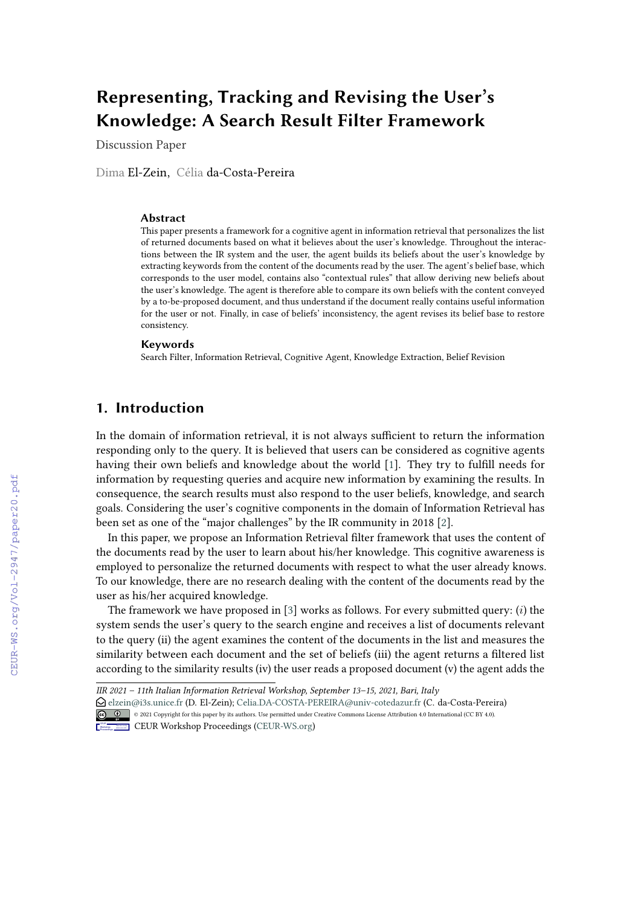# Representing, Tracking and Revising the User's Knowledge: A Search Result Filter Framework

Discussion Paper

Dima El-Zein, Célia da-Costa-Pereira

## Abstract

This paper presents a framework for a cognitive agent in information retrieval that personalizes the list of returned documents based on what it believes about the user's knowledge. Throughout the interactions between the IR system and the user, the agent builds its beliefs about the user's knowledge by extracting keywords from the content of the documents read by the user. The agent's belief base, which corresponds to the user model, contains also "contextual rules" that allow deriving new beliefs about the user's knowledge. The agent is therefore able to compare its own beliefs with the content conveyed by a to-be-proposed document, and thus understand if the document really contains useful information for the user or not. Finally, in case of beliefs' inconsistency, the agent revises its belief base to restore consistency.

## Keywords

Search Filter, Information Retrieval, Cognitive Agent, Knowledge Extraction, Belief Revision

## 1. Introduction

In the domain of information retrieval, it is not always sufficient to return the information responding only to the query. It is believed that users can be considered as cognitive agents having their own beliefs and knowledge about the world [1]. They try to fulfill needs for information by requesting queries and acquire new information by examining the results. In consequence, the search results must also respond to the user beliefs, knowledge, and search goals. Considering the user's cognitive components in the domain of Information Retrieval has been set as one of the "major challenges" by the IR community in 2018 [2].

In this paper, we propose an Information Retrieval filter framework that uses the content of the documents read by the user to learn about his/her knowledge. This cognitive awareness is employed to personalize the returned documents with respect to what the user already knows. To our knowledge, there are no research dealing with the content of the documents read by the user as his/her acquired knowledge.

The framework we have proposed in [3] works as follows. For every submitted query: (*i*) the system sends the user's query to the search engine and receives a list of documents relevant to the query (ii) the agent examines the content of the documents in the list and measures the similarity between each document and the set of beliefs (iii) the agent returns a filtered list according to the similarity results (iv) the user reads a proposed document (v) the agent adds the

IIR 2021 – 11th Italian Information Retrieval Workshop, September 13–15, 2021, Bari, Italy

elzein@i3s.unice.fr (D. El-Zein); Celia.DA-COSTA-PEREIRA@univ-cotedazur.fr (C. da-Costa-Pereira)

© 2021 Copyright for this paper by its authors. Use permitted under Creative Commons License Attribution 4.0 International (CC BY 4.0).

CEUR Workshop Proceedings (CEUR-WS.org)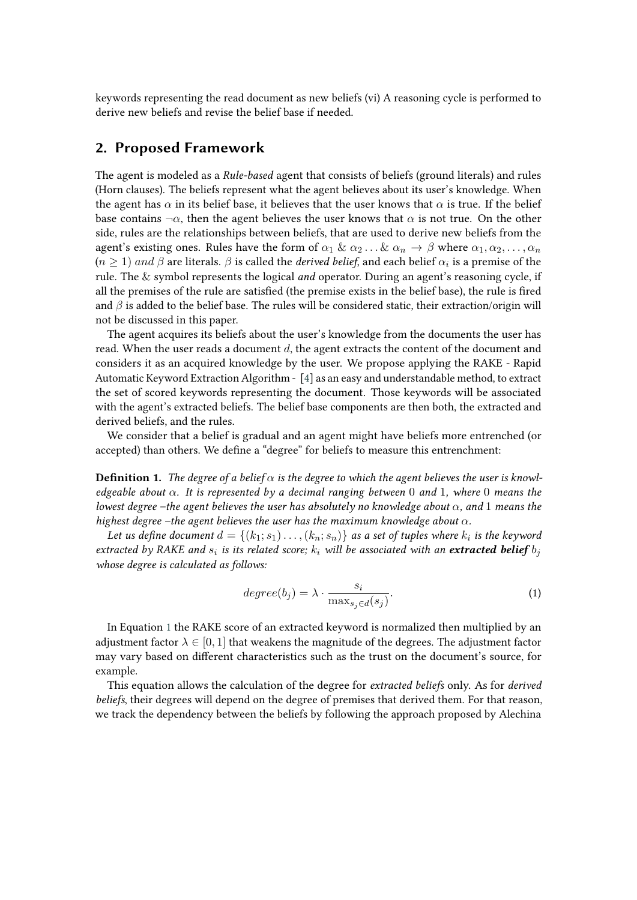keywords representing the read document as new beliefs (vi) A reasoning cycle is performed to derive new beliefs and revise the belief base if needed.

## 2. Proposed Framework

The agent is modeled as a *Rule-based* agent that consists of beliefs (ground literals) and rules (Horn clauses). The beliefs represent what the agent believes about its user's knowledge. When the agent has $\alpha$ in its belief base, it believes that the user knows that $\alpha$ is true. If the belief base contains $\neg\alpha$, then the agent believes the user knows that $\alpha$ is not true. On the other side, rules are the relationships between beliefs, that are used to derive new beliefs from the agent's existing ones. Rules have the form of $\alpha_1 \ \& \ \alpha_2 \ldots \& \ \alpha_n \rightarrow \beta$ where $\alpha_1, \alpha_2, \ldots, \alpha_n$ $(n \geq 1)$ *and* $\beta$ are literals. $\beta$ is called the *derived belief*, and each belief $\alpha_i$ is a premise of the rule. The & symbol represents the logical *and* operator. During an agent's reasoning cycle, if all the premises of the rule are satisfied (the premise exists in the belief base), the rule is fired and $\beta$ is added to the belief base. The rules will be considered static, their extraction/origin will not be discussed in this paper.

The agent acquires its beliefs about the user's knowledge from the documents the user has read. When the user reads a document $d$, the agent extracts the content of the document and considers it as an acquired knowledge by the user. We propose applying the RAKE - Rapid Automatic Keyword Extraction Algorithm - [4] as an easy and understandable method, to extract the set of scored keywords representing the document. Those keywords will be associated with the agent's extracted beliefs. The belief base components are then both, the extracted and derived beliefs, and the rules.

We consider that a belief is gradual and an agent might have beliefs more entrenched (or accepted) than others. We define a "degree" for beliefs to measure this entrenchment:

**Definition 1.** *The degree of a belief $\alpha$ is the degree to which the agent believes the user is knowledgeable about $\alpha$. It is represented by a decimal ranging between $0$ and $1$, where $0$ means the lowest degree –the agent believes the user has absolutely no knowledge about $\alpha$, and $1$ means the highest degree –the agent believes the user has the maximum knowledge about $\alpha$.*

*Let us define document $d = \{(k_1; s_1) \ldots, (k_n; s_n)\}$ as a set of tuples where $k_i$ is the keyword extracted by RAKE and $s_i$ is its related score; $k_i$ will be associated with an **extracted belief** $b_j$ whose degree is calculated as follows:*

$$degree(b_j) = \lambda \cdot \frac{s_i}{\max_{s_j \in d}(s_j)}. \tag{1}$$

In Equation 1 the RAKE score of an extracted keyword is normalized then multiplied by an adjustment factor $\lambda \in [0, 1]$ that weakens the magnitude of the degrees. The adjustment factor may vary based on different characteristics such as the trust on the document's source, for example.

This equation allows the calculation of the degree for *extracted beliefs* only. As for *derived beliefs*, their degrees will depend on the degree of premises that derived them. For that reason, we track the dependency between the beliefs by following the approach proposed by Alechina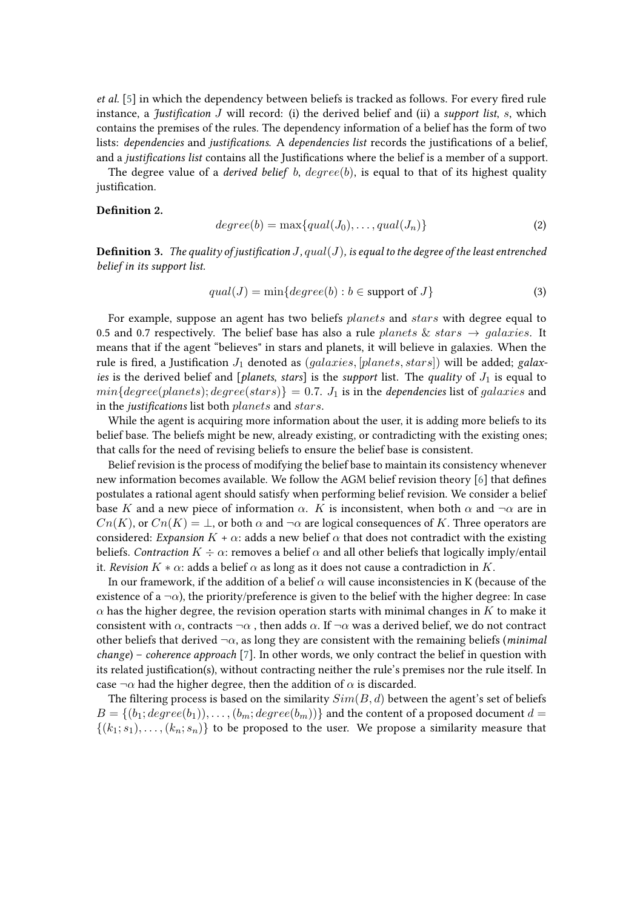*et al.* [5] in which the dependency between beliefs is tracked as follows. For every fired rule instance, a *Justification* $J$ will record: (i) the derived belief and (ii) a *support list*, $s$, which contains the premises of the rules. The dependency information of a belief has the form of two lists: *dependencies* and *justifications*. A *dependencies list* records the justifications of a belief, and a *justifications list* contains all the Justifications where the belief is a member of a support.

The degree value of a *derived belief* $b$, $degree(b)$, is equal to that of its highest quality justification.

**Definition 2.**

$$degree(b) = \max\{qual(J_0), \ldots, qual(J_n)\} \tag{2}$$

**Definition 3.** *The quality of justification $J$, $qual(J)$, is equal to the degree of the least entrenched belief in its support list.*

$$qual(J) = \min\{degree(b) : b \in \text{support of } J\} \tag{3}$$

For example, suppose an agent has two beliefs $planets$ and $stars$ with degree equal to 0.5 and 0.7 respectively. The belief base has also a rule $planets$ & $stars \rightarrow galaxies$. It means that if the agent "believes" in stars and planets, it will believe in galaxies. When the rule is fired, a Justification $J_1$ denoted as $(galaxies, [planets, stars])$ will be added; *galaxies* is the derived belief and [*planets*, *stars*] is the *support* list. The *quality* of $J_1$ is equal to $min\{degree(planets); degree(stars)\} = 0.7$. $J_1$ is in the *dependencies* list of $galaxies$ and in the *justifications* list both $planets$ and $stars$.

While the agent is acquiring more information about the user, it is adding more beliefs to its belief base. The beliefs might be new, already existing, or contradicting with the existing ones; that calls for the need of revising beliefs to ensure the belief base is consistent.

Belief revision is the process of modifying the belief base to maintain its consistency whenever new information becomes available. We follow the AGM belief revision theory [6] that defines postulates a rational agent should satisfy when performing belief revision. We consider a belief base $K$ and a new piece of information $\alpha$. $K$ is inconsistent, when both $\alpha$ and $\neg\alpha$ are in $Cn(K)$, or $Cn(K) = \perp$, or both $\alpha$ and $\neg\alpha$ are logical consequences of $K$. Three operators are considered: *Expansion* $K + \alpha$: adds a new belief $\alpha$ that does not contradict with the existing beliefs. *Contraction* $K \div \alpha$: removes a belief $\alpha$ and all other beliefs that logically imply/entail it. *Revision* $K * \alpha$: adds a belief $\alpha$ as long as it does not cause a contradiction in $K$.

In our framework, if the addition of a belief $\alpha$ will cause inconsistencies in K (because of the existence of a $\neg\alpha$), the priority/preference is given to the belief with the higher degree: In case $\alpha$ has the higher degree, the revision operation starts with minimal changes in $K$ to make it consistent with $\alpha$, contracts $\neg\alpha$ , then adds $\alpha$. If $\neg\alpha$ was a derived belief, we do not contract other beliefs that derived $\neg\alpha$, as long they are consistent with the remaining beliefs (*minimal change*) – *coherence approach* [7]. In other words, we only contract the belief in question with its related justification(s), without contracting neither the rule's premises nor the rule itself. In case $\neg\alpha$ had the higher degree, then the addition of $\alpha$ is discarded.

The filtering process is based on the similarity $Sim(B, d)$ between the agent's set of beliefs $B = \{(b_1; degree(b_1)), \ldots, (b_m; degree(b_m))\}$ and the content of a proposed document $d = \{(k_1; s_1), \ldots, (k_n; s_n)\}$ to be proposed to the user. We propose a similarity measure that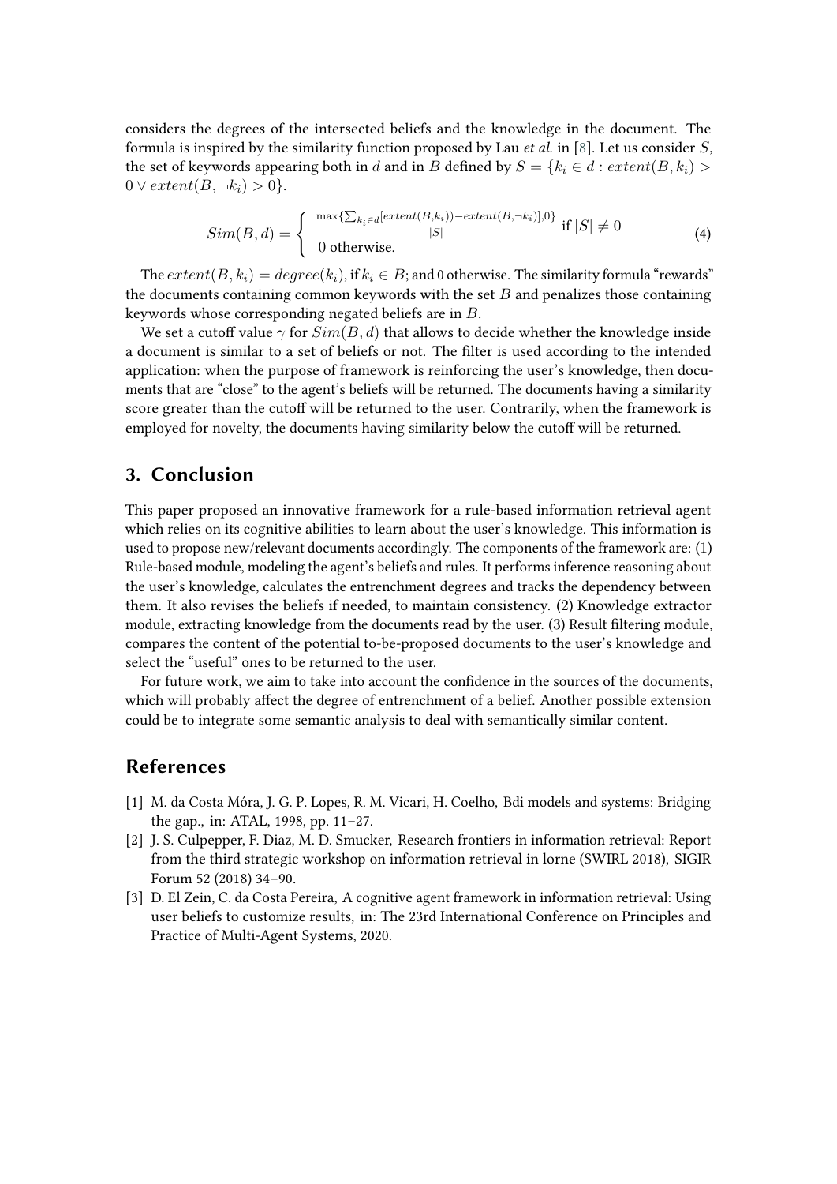considers the degrees of the intersected beliefs and the knowledge in the document. The formula is inspired by the similarity function proposed by Lau *et al.* in [8]. Let us consider $S$, the set of keywords appearing both in $d$ and in $B$ defined by $S = \{k_i \in d : extent(B, k_i) > 0 \vee extent(B, \neg k_i) > 0\}$.

$$Sim(B, d) = \begin{cases} \frac{\max\{\sum_{k_i \in d}[extent(B,k_i)) - extent(B, \neg k_i)], 0\}}{|S|} & \text{if } |S| \neq 0 \\ 0 \text{ otherwise.} & \end{cases} \quad (4)$$

The $extent(B, k_i) = degree(k_i)$, if $k_i \in B$; and 0 otherwise. The similarity formula "rewards" the documents containing common keywords with the set $B$ and penalizes those containing keywords whose corresponding negated beliefs are in $B$.

We set a cutoff value $\gamma$ for $Sim(B, d)$ that allows to decide whether the knowledge inside a document is similar to a set of beliefs or not. The filter is used according to the intended application: when the purpose of framework is reinforcing the user's knowledge, then documents that are "close" to the agent's beliefs will be returned. The documents having a similarity score greater than the cutoff will be returned to the user. Contrarily, when the framework is employed for novelty, the documents having similarity below the cutoff will be returned.

## 3. Conclusion

This paper proposed an innovative framework for a rule-based information retrieval agent which relies on its cognitive abilities to learn about the user's knowledge. This information is used to propose new/relevant documents accordingly. The components of the framework are: (1) Rule-based module, modeling the agent's beliefs and rules. It performs inference reasoning about the user's knowledge, calculates the entrenchment degrees and tracks the dependency between them. It also revises the beliefs if needed, to maintain consistency. (2) Knowledge extractor module, extracting knowledge from the documents read by the user. (3) Result filtering module, compares the content of the potential to-be-proposed documents to the user's knowledge and select the "useful" ones to be returned to the user.

For future work, we aim to take into account the confidence in the sources of the documents, which will probably affect the degree of entrenchment of a belief. Another possible extension could be to integrate some semantic analysis to deal with semantically similar content.

## References

[1] M. da Costa Móra, J. G. P. Lopes, R. M. Vicari, H. Coelho, Bdi models and systems: Bridging the gap., in: ATAL, 1998, pp. 11–27.

[2] J. S. Culpepper, F. Diaz, M. D. Smucker, Research frontiers in information retrieval: Report from the third strategic workshop on information retrieval in lorne (SWIRL 2018), SIGIR Forum 52 (2018) 34–90.

[3] D. El Zein, C. da Costa Pereira, A cognitive agent framework in information retrieval: Using user beliefs to customize results, in: The 23rd International Conference on Principles and Practice of Multi-Agent Systems, 2020.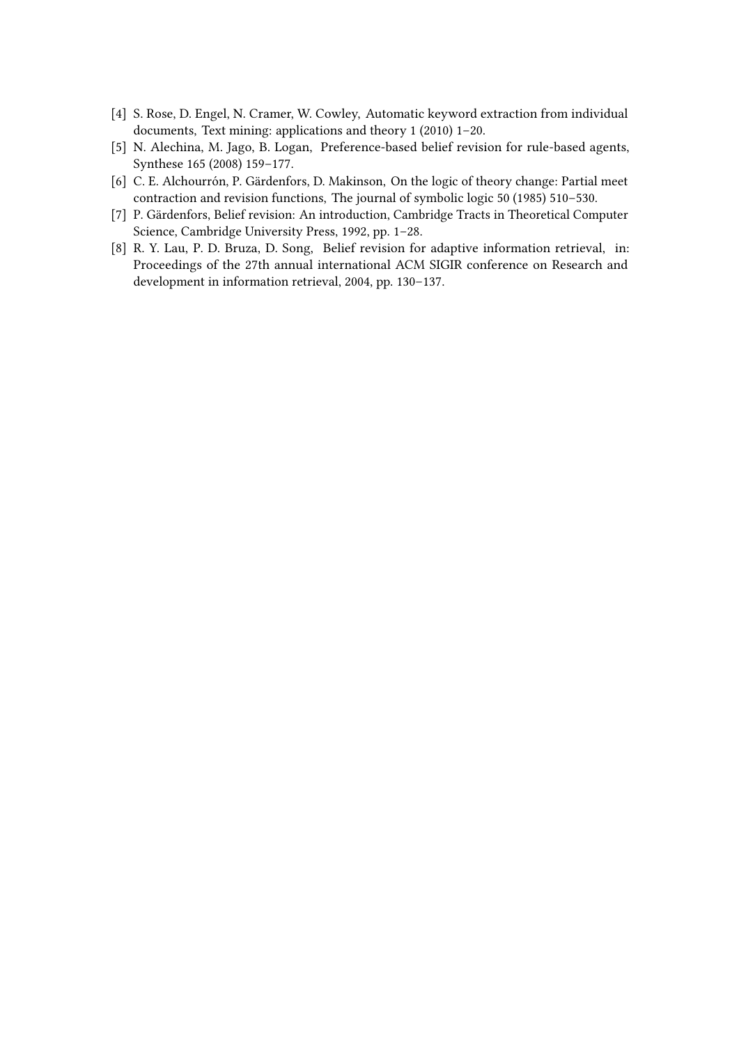[4] S. Rose, D. Engel, N. Cramer, W. Cowley, Automatic keyword extraction from individual documents, Text mining: applications and theory 1 (2010) 1–20.

[5] N. Alechina, M. Jago, B. Logan, Preference-based belief revision for rule-based agents, Synthese 165 (2008) 159–177.

[6] C. E. Alchourrón, P. Gärdenfors, D. Makinson, On the logic of theory change: Partial meet contraction and revision functions, The journal of symbolic logic 50 (1985) 510–530.

[7] P. Gärdenfors, Belief revision: An introduction, Cambridge Tracts in Theoretical Computer Science, Cambridge University Press, 1992, pp. 1–28.

[8] R. Y. Lau, P. D. Bruza, D. Song, Belief revision for adaptive information retrieval, in: Proceedings of the 27th annual international ACM SIGIR conference on Research and development in information retrieval, 2004, pp. 130–137.